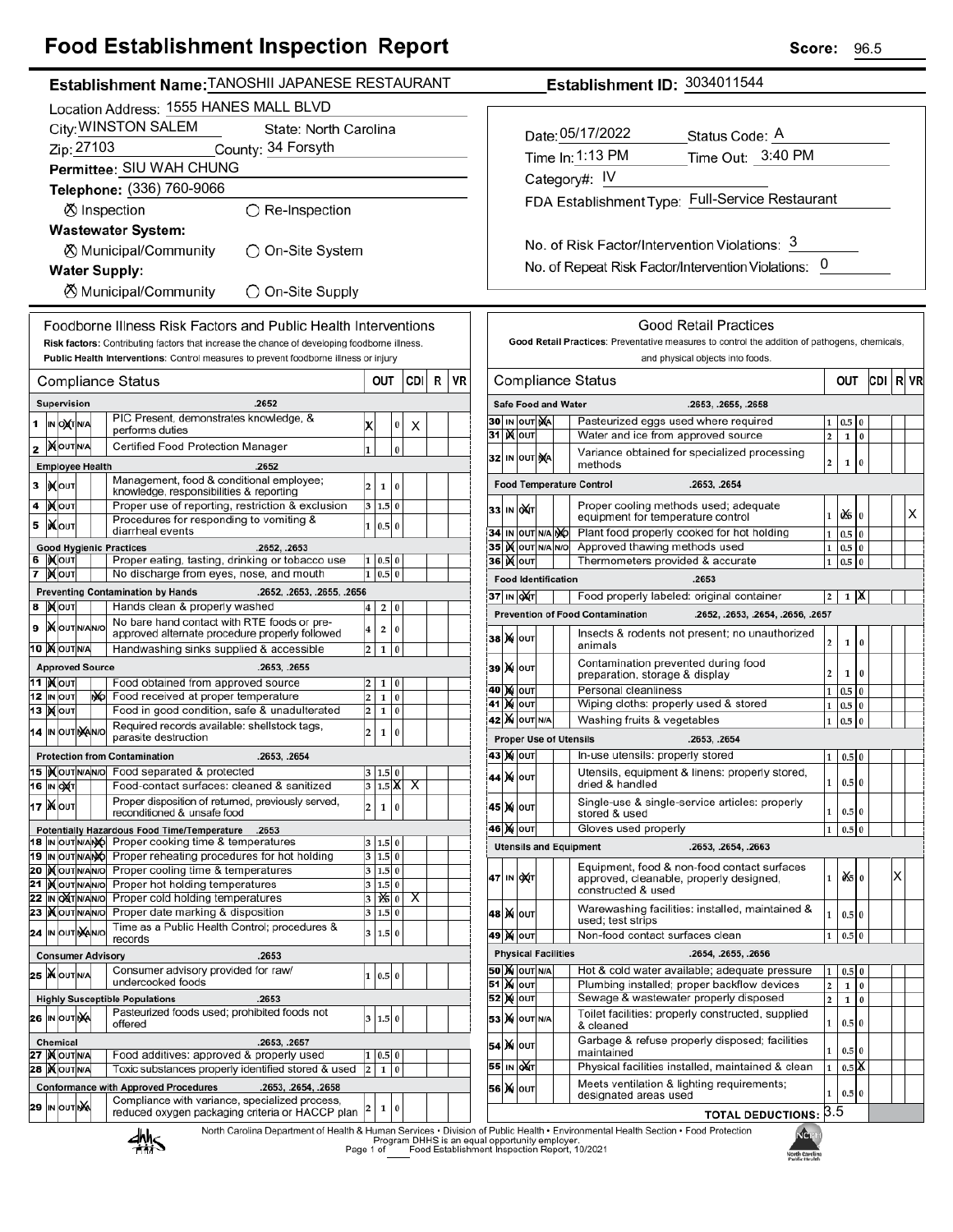# Food Establishment Inspection Report

**Score:** 96.5

**Establishment Name:** TANOSHII JAPANESE RESTAURANT

**Establishment ID:** 3034011544

Location Address: 1555 HANES MALL BLVD

City: WINSTON SALEM State: North Carolina

Zip: 27103 County: 34 Forsyth

**Permittee:** SIU WAH CHUNG

**Telephone:** (336) 760-9066

⊗ Inspection ○ Re-Inspection

**Wastewater System:**

⊗ Municipal/Community ○ On-Site System

**Water Supply:**

⊗ Municipal/Community ○ On-Site Supply

Date: 05/17/2022 Status Code: A

Time In: 1:13 PM Time Out: 3:40 PM

Category#: IV

FDA Establishment Type: Full-Service Restaurant

No. of Risk Factor/Intervention Violations: 3

No. of Repeat Risk Factor/Intervention Violations: 0

## Foodborne Illness Risk Factors and Public Health Interventions

**Risk factors:** Contributing factors that increase the chance of developing foodborne illness.
**Public Health Interventions:** Control measures to prevent foodborne illness or injury

| # | Compliance Status | | OUT | | | CDI | R | VR |
|---|---|---|---|---|---|---|---|---|
| | **Supervision** | .2652 | | | | | | |
| 1 | OUT | PIC Present, demonstrates knowledge, & performs duties | X | | 0 | X | | |
| 2 | IN | Certified Food Protection Manager | 1 | | 0 | | | |
| | **Employee Health** | .2652 | | | | | | |
| 3 | IN | Management, food & conditional employee; knowledge, responsibilities & reporting | 2 | 1 | 0 | | | |
| 4 | IN | Proper use of reporting, restriction & exclusion | 3 | 1.5 | 0 | | | |
| 5 | IN | Procedures for responding to vomiting & diarrheal events | 1 | 0.5 | 0 | | | |
| | **Good Hygienic Practices** | .2652, .2653 | | | | | | |
| 6 | IN | Proper eating, tasting, drinking or tobacco use | 1 | 0.5 | 0 | | | |
| 7 | IN | No discharge from eyes, nose, and mouth | 1 | 0.5 | 0 | | | |
| | **Preventing Contamination by Hands** | .2652, .2653, .2655, .2656 | | | | | | |
| 8 | IN | Hands clean & properly washed | 4 | 2 | 0 | | | |
| 9 | IN | No bare hand contact with RTE foods or pre-approved alternate procedure properly followed | 4 | 2 | 0 | | | |
| 10 | IN | Handwashing sinks supplied & accessible | 2 | 1 | 0 | | | |
| | **Approved Source** | .2653, .2655 | | | | | | |
| 11 | IN | Food obtained from approved source | 2 | 1 | 0 | | | |
| 12 | N/O | Food received at proper temperature | 2 | 1 | 0 | | | |
| 13 | IN | Food in good condition, safe & unadulterated | 2 | 1 | 0 | | | |
| 14 | N/A | Required records available: shellstock tags, parasite destruction | 2 | 1 | 0 | | | |
| | **Protection from Contamination** | .2653, .2654 | | | | | | |
| 15 | IN | Food separated & protected | 3 | 1.5 | 0 | | | |
| 16 | OUT | Food-contact surfaces: cleaned & sanitized | 3 | 1.5 | X | X | | |
| 17 | IN | Proper disposition of returned, previously served, reconditioned & unsafe food | 2 | 1 | 0 | | | |
| | **Potentially Hazardous Food Time/Temperature** | .2653 | | | | | | |
| 18 | N/O | Proper cooking time & temperatures | 3 | 1.5 | 0 | | | |
| 19 | N/O | Proper reheating procedures for hot holding | 3 | 1.5 | 0 | | | |
| 20 | IN | Proper cooling time & temperatures | 3 | 1.5 | 0 | | | |
| 21 | IN | Proper hot holding temperatures | 3 | 1.5 | 0 | | | |
| 22 | OUT | Proper cold holding temperatures | 3 | X | 0 | X | | |
| 23 | IN | Proper date marking & disposition | 3 | 1.5 | 0 | | | |
| 24 | N/A | Time as a Public Health Control; procedures & records | 3 | 1.5 | 0 | | | |
| | **Consumer Advisory** | .2653 | | | | | | |
| 25 | IN | Consumer advisory provided for raw/ undercooked foods | 1 | 0.5 | 0 | | | |
| | **Highly Susceptible Populations** | .2653 | | | | | | |
| 26 | N/A | Pasteurized foods used; prohibited foods not offered | 3 | 1.5 | 0 | | | |
| | **Chemical** | .2653, .2657 | | | | | | |
| 27 | IN | Food additives: approved & properly used | 1 | 0.5 | 0 | | | |
| 28 | IN | Toxic substances properly identified stored & used | 2 | 1 | 0 | | | |
| | **Conformance with Approved Procedures** | .2653, .2654, .2658 | | | | | | |
| 29 | N/A | Compliance with variance, specialized process, reduced oxygen packaging criteria or HACCP plan | 2 | 1 | 0 | | | |

## Good Retail Practices

**Good Retail Practices:** Preventative measures to control the addition of pathogens, chemicals, and physical objects into foods.

| # | Compliance Status | | OUT | | | CDI | R | VR |
|---|---|---|---|---|---|---|---|---|
| | **Safe Food and Water** | .2653, .2655, .2658 | | | | | | |
| 30 | N/A | Pasteurized eggs used where required | 1 | 0.5 | 0 | | | |
| 31 | IN | Water and ice from approved source | 2 | 1 | 0 | | | |
| 32 | N/A | Variance obtained for specialized processing methods | 2 | 1 | 0 | | | |
| | **Food Temperature Control** | .2653, .2654 | | | | | | |
| 33 | OUT | Proper cooling methods used; adequate equipment for temperature control | 1 | X | 0 | | | X |
| 34 | N/O | Plant food properly cooked for hot holding | 1 | 0.5 | 0 | | | |
| 35 | IN | Approved thawing methods used | 1 | 0.5 | 0 | | | |
| 36 | IN | Thermometers provided & accurate | 1 | 0.5 | 0 | | | |
| | **Food Identification** | .2653 | | | | | | |
| 37 | OUT | Food properly labeled: original container | 2 | 1 | X | | | |
| | **Prevention of Food Contamination** | .2652, .2653, .2654, .2656, .2657 | | | | | | |
| 38 | IN | Insects & rodents not present; no unauthorized animals | 2 | 1 | 0 | | | |
| 39 | IN | Contamination prevented during food preparation, storage & display | 2 | 1 | 0 | | | |
| 40 | IN | Personal cleanliness | 1 | 0.5 | 0 | | | |
| 41 | IN | Wiping cloths: properly used & stored | 1 | 0.5 | 0 | | | |
| 42 | IN | Washing fruits & vegetables | 1 | 0.5 | 0 | | | |
| | **Proper Use of Utensils** | .2653, .2654 | | | | | | |
| 43 | IN | In-use utensils: properly stored | 1 | 0.5 | 0 | | | |
| 44 | IN | Utensils, equipment & linens: properly stored, dried & handled | 1 | 0.5 | 0 | | | |
| 45 | IN | Single-use & single-service articles: properly stored & used | 1 | 0.5 | 0 | | | |
| 46 | IN | Gloves used properly | 1 | 0.5 | 0 | | | |
| | **Utensils and Equipment** | .2653, .2654, .2663 | | | | | | |
| 47 | OUT | Equipment, food & non-food contact surfaces approved, cleanable, properly designed, constructed & used | 1 | X | 0 | | | X |
| 48 | IN | Warewashing facilities: installed, maintained & used; test strips | 1 | 0.5 | 0 | | | |
| 49 | IN | Non-food contact surfaces clean | 1 | 0.5 | 0 | | | |
| | **Physical Facilities** | .2654, .2655, .2656 | | | | | | |
| 50 | IN | Hot & cold water available; adequate pressure | 1 | 0.5 | 0 | | | |
| 51 | IN | Plumbing installed; proper backflow devices | 2 | 1 | 0 | | | |
| 52 | IN | Sewage & wastewater properly disposed | 2 | 1 | 0 | | | |
| 53 | IN | Toilet facilities: properly constructed, supplied & cleaned | 1 | 0.5 | 0 | | | |
| 54 | IN | Garbage & refuse properly disposed; facilities maintained | 1 | 0.5 | 0 | | | |
| 55 | OUT | Physical facilities installed, maintained & clean | 1 | 0.5 | X | | | |
| 56 | IN | Meets ventilation & lighting requirements; designated areas used | 1 | 0.5 | 0 | | | |
| | | **TOTAL DEDUCTIONS:** | 3.5 | | | | | |

North Carolina Department of Health & Human Services • Division of Public Health • Environmental Health Section • Food Protection Program DHHS is an equal opportunity employer.

Food Establishment Inspection Report, 10/2021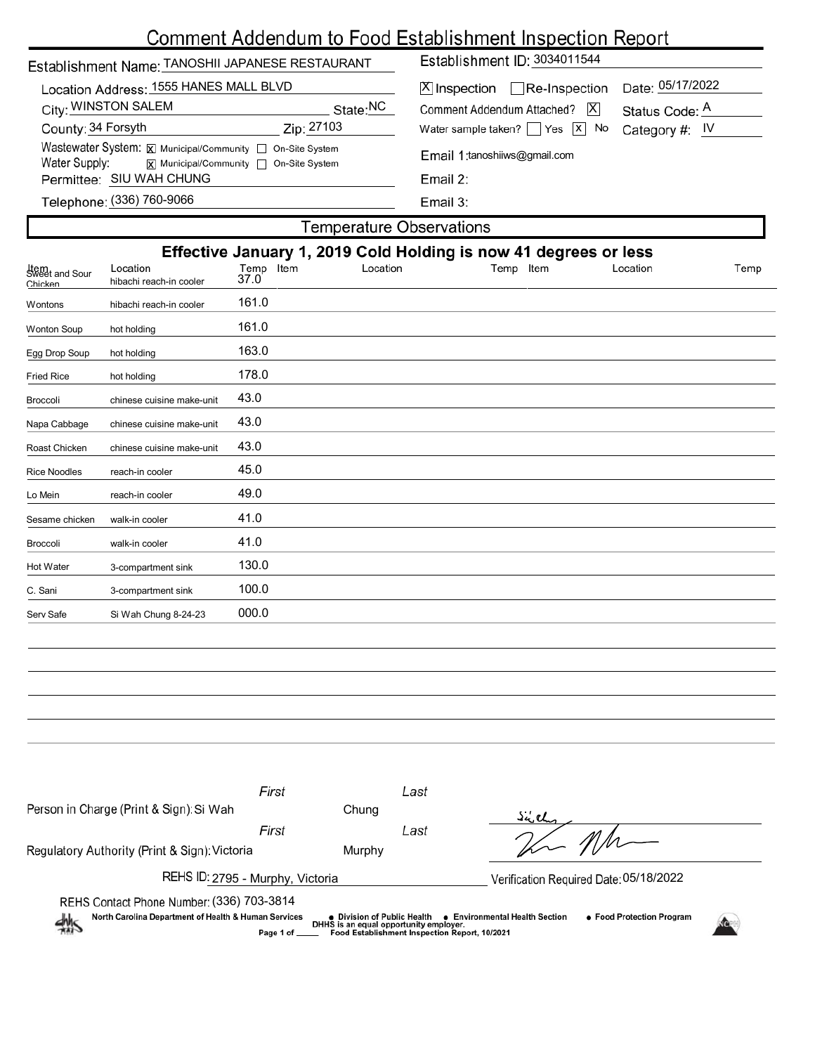# Comment Addendum to Food Establishment Inspection Report

**Establishment Name:** TANOSHII JAPANESE RESTAURANT

**Establishment ID:** 3034011544

**Location Address:** 1555 HANES MALL BLVD

[X] Inspection [ ] Re-Inspection **Date:** 05/17/2022

**City:** WINSTON SALEM **State:** NC

**Comment Addendum Attached?** [X] **Status Code:** A

**County:** 34 Forsyth **Zip:** 27103

**Water sample taken?** [ ] Yes [X] No **Category #:** IV

**Wastewater System:** [X] Municipal/Community [ ] On-Site System

**Water Supply:** [X] Municipal/Community [ ] On-Site System

**Email 1:** tanoshiiws@gmail.com

**Permittee:** SIU WAH CHUNG

**Email 2:**

**Telephone:** (336) 760-9066

**Email 3:**

## Temperature Observations

**Effective January 1, 2019 Cold Holding is now 41 degrees or less**

| Item | Location | Temp | Item | Location | Temp | Item | Location | Temp |
|---|---|---|---|---|---|---|---|---|
| Sweet and Sour Chicken | hibachi reach-in cooler | 37.0 | | | | | | |
| Wontons | hibachi reach-in cooler | 161.0 | | | | | | |
| Wonton Soup | hot holding | 161.0 | | | | | | |
| Egg Drop Soup | hot holding | 163.0 | | | | | | |
| Fried Rice | hot holding | 178.0 | | | | | | |
| Broccoli | chinese cuisine make-unit | 43.0 | | | | | | |
| Napa Cabbage | chinese cuisine make-unit | 43.0 | | | | | | |
| Roast Chicken | chinese cuisine make-unit | 43.0 | | | | | | |
| Rice Noodles | reach-in cooler | 45.0 | | | | | | |
| Lo Mein | reach-in cooler | 49.0 | | | | | | |
| Sesame chicken | walk-in cooler | 41.0 | | | | | | |
| Broccoli | walk-in cooler | 41.0 | | | | | | |
| Hot Water | 3-compartment sink | 130.0 | | | | | | |
| C. Sani | 3-compartment sink | 100.0 | | | | | | |
| Serv Safe | Si Wah Chung 8-24-23 | 000.0 | | | | | | |

**Person in Charge (Print & Sign):** First: Si Wah Last: Chung

**Regulatory Authority (Print & Sign):** First: Victoria Last: Murphy

**REHS ID:** 2795 - Murphy, Victoria

**Verification Required Date:** 05/18/2022

**REHS Contact Phone Number:** (336) 703-3814

North Carolina Department of Health & Human Services • Division of Public Health • Environmental Health Section • Food Protection Program

DHHS is an equal opportunity employer.

Food Establishment Inspection Report, 10/2021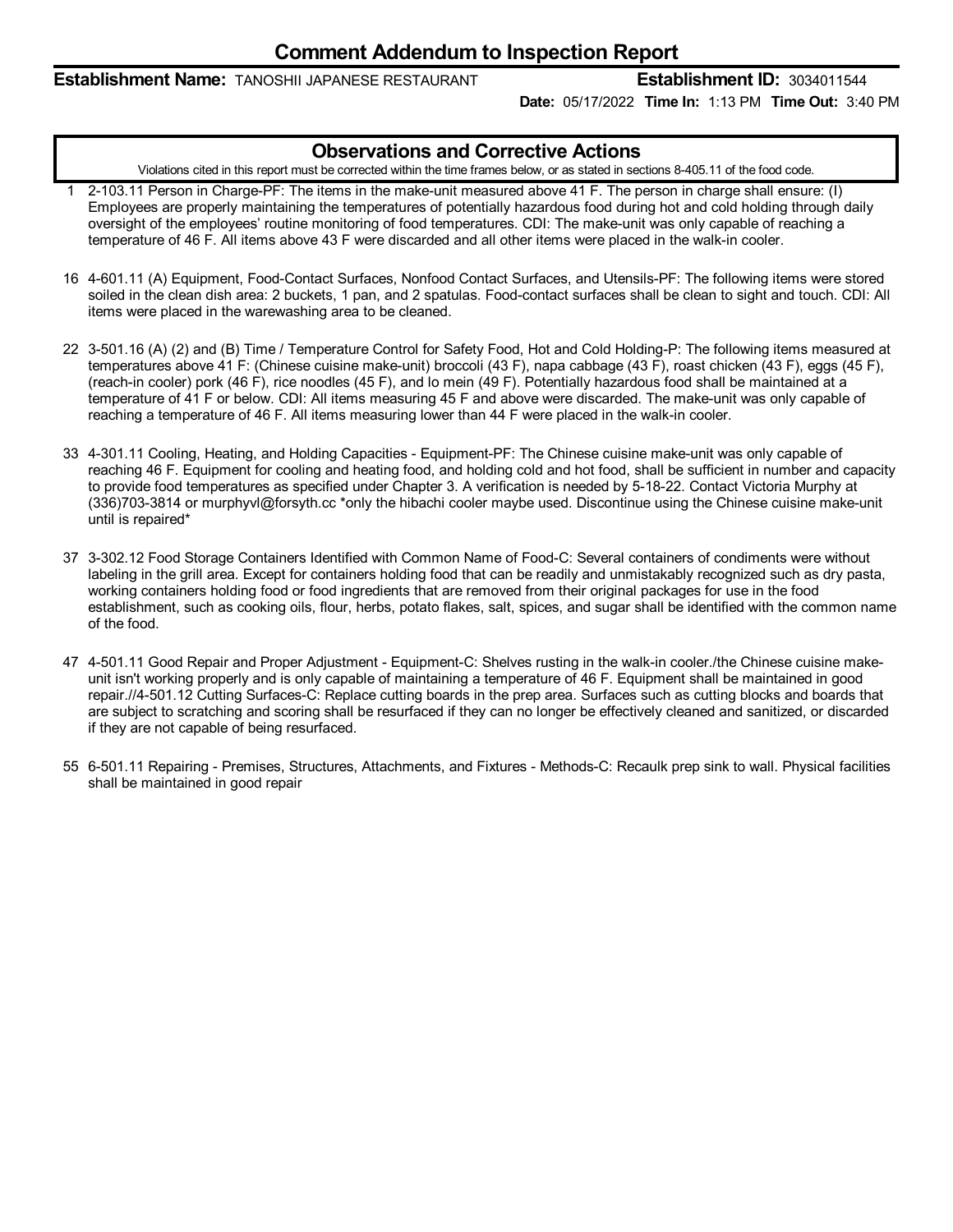# Comment Addendum to Inspection Report

**Establishment Name:** TANOSHII JAPANESE RESTAURANT **Establishment ID:** 3034011544

**Date:** 05/17/2022 **Time In:** 1:13 PM **Time Out:** 3:40 PM

## Observations and Corrective Actions

Violations cited in this report must be corrected within the time frames below, or as stated in sections 8-405.11 of the food code.

1 2-103.11 Person in Charge-PF: The items in the make-unit measured above 41 F. The person in charge shall ensure: (I) Employees are properly maintaining the temperatures of potentially hazardous food during hot and cold holding through daily oversight of the employees' routine monitoring of food temperatures. CDI: The make-unit was only capable of reaching a temperature of 46 F. All items above 43 F were discarded and all other items were placed in the walk-in cooler.

16 4-601.11 (A) Equipment, Food-Contact Surfaces, Nonfood Contact Surfaces, and Utensils-PF: The following items were stored soiled in the clean dish area: 2 buckets, 1 pan, and 2 spatulas. Food-contact surfaces shall be clean to sight and touch. CDI: All items were placed in the warewashing area to be cleaned.

22 3-501.16 (A) (2) and (B) Time / Temperature Control for Safety Food, Hot and Cold Holding-P: The following items measured at temperatures above 41 F: (Chinese cuisine make-unit) broccoli (43 F), napa cabbage (43 F), roast chicken (43 F), eggs (45 F), (reach-in cooler) pork (46 F), rice noodles (45 F), and lo mein (49 F). Potentially hazardous food shall be maintained at a temperature of 41 F or below. CDI: All items measuring 45 F and above were discarded. The make-unit was only capable of reaching a temperature of 46 F. All items measuring lower than 44 F were placed in the walk-in cooler.

33 4-301.11 Cooling, Heating, and Holding Capacities - Equipment-PF: The Chinese cuisine make-unit was only capable of reaching 46 F. Equipment for cooling and heating food, and holding cold and hot food, shall be sufficient in number and capacity to provide food temperatures as specified under Chapter 3. A verification is needed by 5-18-22. Contact Victoria Murphy at (336)703-3814 or murphyvl@forsyth.cc *only the hibachi cooler maybe used. Discontinue using the Chinese cuisine make-unit until is repaired*

37 3-302.12 Food Storage Containers Identified with Common Name of Food-C: Several containers of condiments were without labeling in the grill area. Except for containers holding food that can be readily and unmistakably recognized such as dry pasta, working containers holding food or food ingredients that are removed from their original packages for use in the food establishment, such as cooking oils, flour, herbs, potato flakes, salt, spices, and sugar shall be identified with the common name of the food.

47 4-501.11 Good Repair and Proper Adjustment - Equipment-C: Shelves rusting in the walk-in cooler./the Chinese cuisine make-unit isn't working properly and is only capable of maintaining a temperature of 46 F. Equipment shall be maintained in good repair.//4-501.12 Cutting Surfaces-C: Replace cutting boards in the prep area. Surfaces such as cutting blocks and boards that are subject to scratching and scoring shall be resurfaced if they can no longer be effectively cleaned and sanitized, or discarded if they are not capable of being resurfaced.

55 6-501.11 Repairing - Premises, Structures, Attachments, and Fixtures - Methods-C: Recaulk prep sink to wall. Physical facilities shall be maintained in good repair